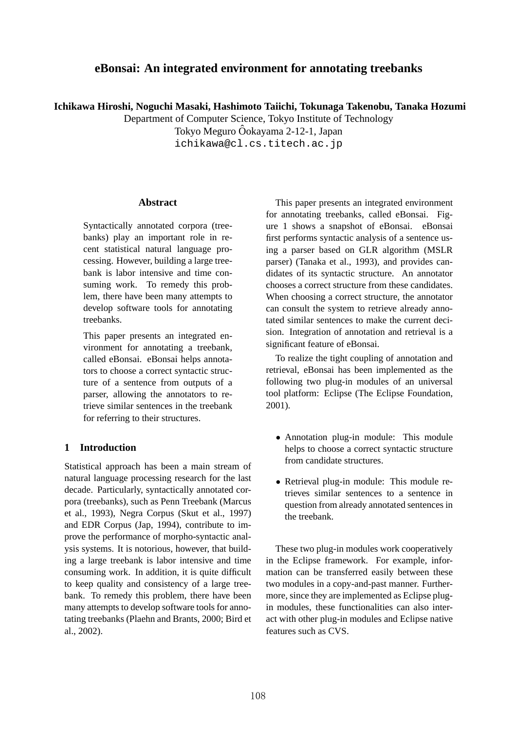# eBonsai: An integrated environment for annotating treebanks

**Ichikawa Hiroshi, Noguchi Masaki, Hashimoto Taiichi, Tokunaga Takenobu, Tanaka Hozumi**

Department of Computer Science, Tokyo Institute of Technology
Tokyo Meguro Ôokayama 2-12-1, Japan
ichikawa@cl.cs.titech.ac.jp

## Abstract

Syntactically annotated corpora (treebanks) play an important role in recent statistical natural language processing. However, building a large treebank is labor intensive and time consuming work. To remedy this problem, there have been many attempts to develop software tools for annotating treebanks.

This paper presents an integrated environment for annotating a treebank, called eBonsai. eBonsai helps annotators to choose a correct syntactic structure of a sentence from outputs of a parser, allowing the annotators to retrieve similar sentences in the treebank for referring to their structures.

## 1 Introduction

Statistical approach has been a main stream of natural language processing research for the last decade. Particularly, syntactically annotated corpora (treebanks), such as Penn Treebank (Marcus et al., 1993), Negra Corpus (Skut et al., 1997) and EDR Corpus (Jap, 1994), contribute to improve the performance of morpho-syntactic analysis systems. It is notorious, however, that building a large treebank is labor intensive and time consuming work. In addition, it is quite difficult to keep quality and consistency of a large treebank. To remedy this problem, there have been many attempts to develop software tools for annotating treebanks (Plaehn and Brants, 2000; Bird et al., 2002).

This paper presents an integrated environment for annotating treebanks, called eBonsai. Figure 1 shows a snapshot of eBonsai. eBonsai first performs syntactic analysis of a sentence using a parser based on GLR algorithm (MSLR parser) (Tanaka et al., 1993), and provides candidates of its syntactic structure. An annotator chooses a correct structure from these candidates. When choosing a correct structure, the annotator can consult the system to retrieve already annotated similar sentences to make the current decision. Integration of annotation and retrieval is a significant feature of eBonsai.

To realize the tight coupling of annotation and retrieval, eBonsai has been implemented as the following two plug-in modules of an universal tool platform: Eclipse (The Eclipse Foundation, 2001).

- Annotation plug-in module: This module helps to choose a correct syntactic structure from candidate structures.
- Retrieval plug-in module: This module retrieves similar sentences to a sentence in question from already annotated sentences in the treebank.

These two plug-in modules work cooperatively in the Eclipse framework. For example, information can be transferred easily between these two modules in a copy-and-past manner. Furthermore, since they are implemented as Eclipse plug-in modules, these functionalities can also interact with other plug-in modules and Eclipse native features such as CVS.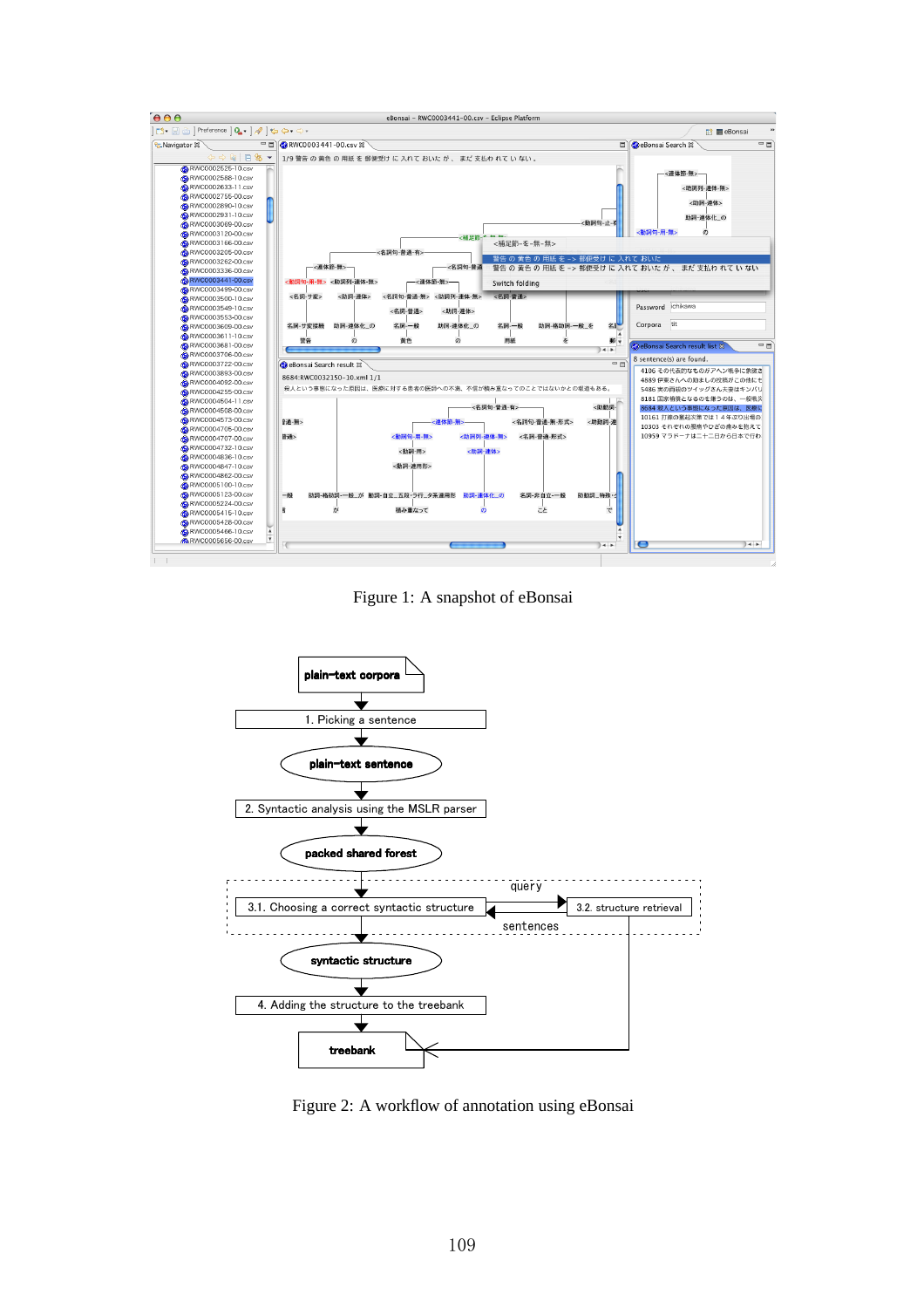Figure 1: A snapshot of eBonsai

Figure 2: A workflow of annotation using eBonsai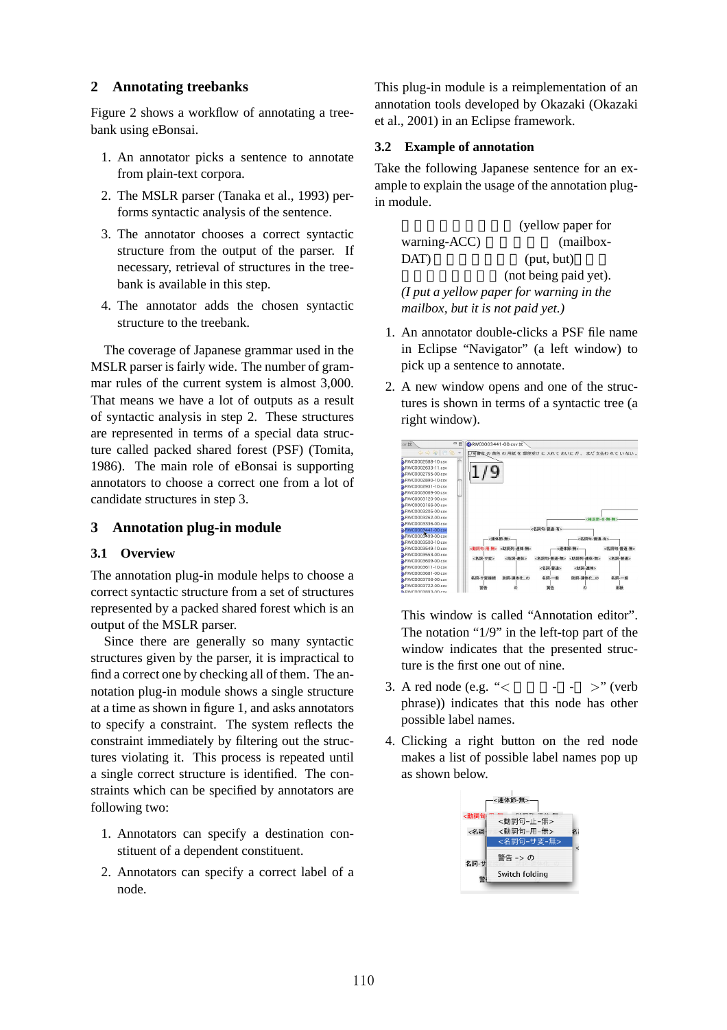## 2 Annotating treebanks

Figure 2 shows a workflow of annotating a treebank using eBonsai.

1. An annotator picks a sentence to annotate from plain-text corpora.
2. The MSLR parser (Tanaka et al., 1993) performs syntactic analysis of the sentence.
3. The annotator chooses a correct syntactic structure from the output of the parser. If necessary, retrieval of structures in the treebank is available in this step.
4. The annotator adds the chosen syntactic structure to the treebank.

The coverage of Japanese grammar used in the MSLR parser is fairly wide. The number of grammar rules of the current system is almost 3,000. That means we have a lot of outputs as a result of syntactic analysis in step 2. These structures are represented in terms of a special data structure called packed shared forest (PSF) (Tomita, 1986). The main role of eBonsai is supporting annotators to choose a correct one from a lot of candidate structures in step 3.

## 3 Annotation plug-in module

### 3.1 Overview

The annotation plug-in module helps to choose a correct syntactic structure from a set of structures represented by a packed shared forest which is an output of the MSLR parser.

Since there are generally so many syntactic structures given by the parser, it is impractical to find a correct one by checking all of them. The annotation plug-in module shows a single structure at a time as shown in figure 1, and asks annotators to specify a constraint. The system reflects the constraint immediately by filtering out the structures violating it. This process is repeated until a single correct structure is identified. The constraints which can be specified by annotators are following two:

1. Annotators can specify a destination constituent of a dependent constituent.
2. Annotators can specify a correct label of a node.

This plug-in module is a reimplementation of an annotation tools developed by Okazaki (Okazaki et al., 2001) in an Eclipse framework.

### 3.2 Example of annotation

Take the following Japanese sentence for an example to explain the usage of the annotation plug-in module.

> 警告の黄色の用紙を (yellow paper for warning-ACC) 郵便受けに (mailbox-DAT) 入れておいたが (put, but) まだ支払われていない (not being paid yet).
> *(I put a yellow paper for warning in the mailbox, but it is not paid yet.)*

1. An annotator double-clicks a PSF file name in Eclipse “Navigator” (a left window) to pick up a sentence to annotate.
2. A new window opens and one of the structures is shown in terms of a syntactic tree (a right window).

   This window is called “Annotation editor”. The notation “1/9” in the left-top part of the window indicates that the presented structure is the first one out of nine.
3. A red node (e.g. “<動詞句-止-無>” (verb phrase)) indicates that this node has other possible label names.
4. Clicking a right button on the red node makes a list of possible label names pop up as shown below.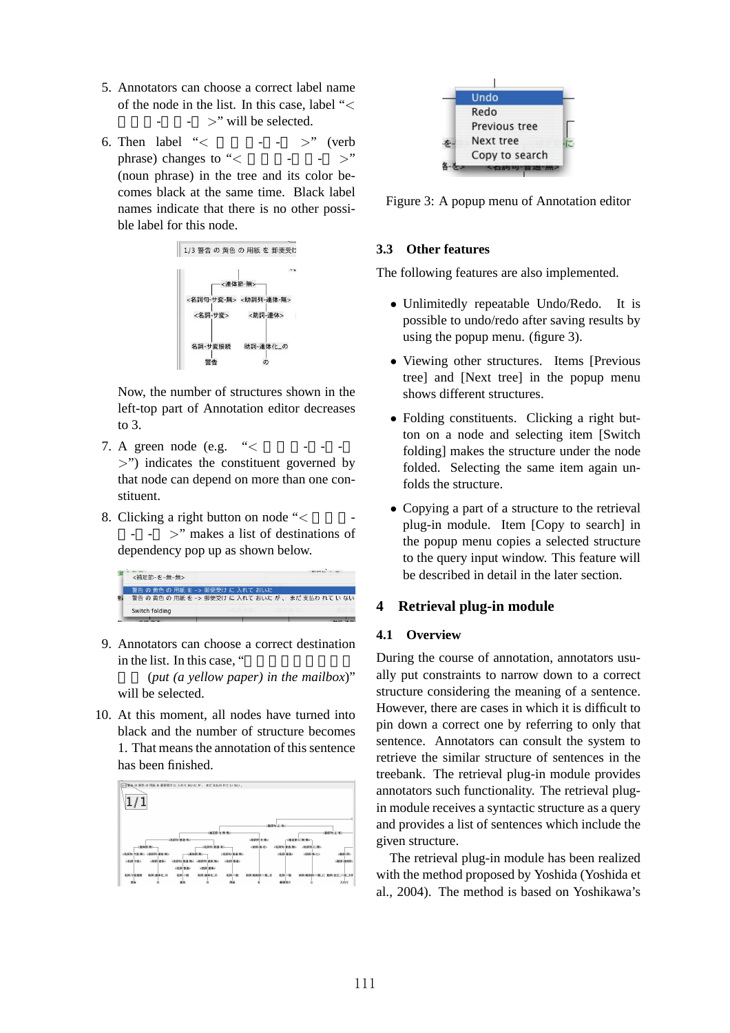5. Annotators can choose a correct label name of the node in the list. In this case, label "< 名詞句-サ変-無 >" will be selected.

6. Then label "< 動詞句-サ-無 >" (verb phrase) changes to "< 名詞句-サ変-無 >" (noun phrase) in the tree and its color becomes black at the same time. Black label names indicate that there is no other possible label for this node.

   Now, the number of structures shown in the left-top part of Annotation editor decreases to 3.

7. A green node (e.g. "< 連体節-無-無 >") indicates the constituent governed by that node can depend on more than one constituent.

8. Clicking a right button on node "< 補足節-を-無-無 >" makes a list of destinations of dependency pop up as shown below.

9. Annotators can choose a correct destination in the list. In this case, "郵便受けに入れておいた *(put (a yellow paper) in the mailbox)*" will be selected.

10. At this moment, all nodes have turned into black and the number of structure becomes 1. That means the annotation of this sentence has been finished.

Figure 3: A popup menu of Annotation editor

### 3.3 Other features

The following features are also implemented.

- Unlimitedly repeatable Undo/Redo. It is possible to undo/redo after saving results by using the popup menu. (figure 3).
- Viewing other structures. Items [Previous tree] and [Next tree] in the popup menu shows different structures.
- Folding constituents. Clicking a right button on a node and selecting item [Switch folding] makes the structure under the node folded. Selecting the same item again unfolds the structure.
- Copying a part of a structure to the retrieval plug-in module. Item [Copy to search] in the popup menu copies a selected structure to the query input window. This feature will be described in detail in the later section.

## 4 Retrieval plug-in module

### 4.1 Overview

During the course of annotation, annotators usually put constraints to narrow down to a correct structure considering the meaning of a sentence. However, there are cases in which it is difficult to pin down a correct one by referring to only that sentence. Annotators can consult the system to retrieve the similar structure of sentences in the treebank. The retrieval plug-in module provides annotators such functionality. The retrieval plug-in module receives a syntactic structure as a query and provides a list of sentences which include the given structure.

The retrieval plug-in module has been realized with the method proposed by Yoshida (Yoshida et al., 2004). The method is based on Yoshikawa's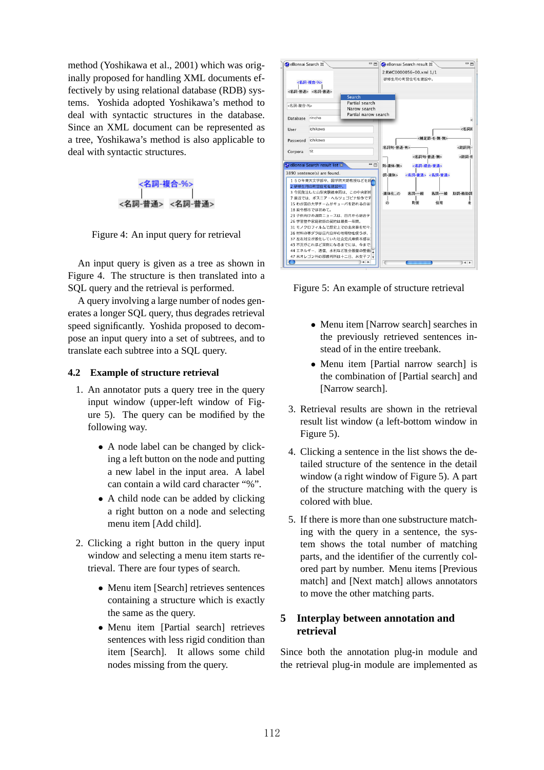method (Yoshikawa et al., 2001) which was originally proposed for handling XML documents effectively by using relational database (RDB) systems. Yoshida adopted Yoshikawa's method to deal with syntactic structures in the database. Since an XML document can be represented as a tree, Yoshikawa's method is also applicable to deal with syntactic structures.

<名詞-複合-%>
<名詞-普通> <名詞-普通>

Figure 4: An input query for retrieval

An input query is given as a tree as shown in Figure 4. The structure is then translated into a SQL query and the retrieval is performed.

A query involving a large number of nodes generates a longer SQL query, thus degrades retrieval speed significantly. Yoshida proposed to decompose an input query into a set of subtrees, and to translate each subtree into a SQL query.

### 4.2 Example of structure retrieval

1. An annotator puts a query tree in the query input window (upper-left window of Figure 5). The query can be modified by the following way.
   - A node label can be changed by clicking a left button on the node and putting a new label in the input area. A label can contain a wild card character "%".
   - A child node can be added by clicking a right button on a node and selecting menu item [Add child].
2. Clicking a right button in the query input window and selecting a menu item starts retrieval. There are four types of search.
   - Menu item [Search] retrieves sentences containing a structure which is exactly the same as the query.
   - Menu item [Partial search] retrieves sentences with less rigid condition than item [Search]. It allows some child nodes missing from the query.

Figure 5: An example of structure retrieval

   - Menu item [Narrow search] searches in the previously retrieved sentences instead of in the entire treebank.
   - Menu item [Partial narrow search] is the combination of [Partial search] and [Narrow search].
3. Retrieval results are shown in the retrieval result list window (a left-bottom window in Figure 5).
4. Clicking a sentence in the list shows the detailed structure of the sentence in the detail window (a right window of Figure 5). A part of the structure matching with the query is colored with blue.
5. If there is more than one substructure matching with the query in a sentence, the system shows the total number of matching parts, and the identifier of the currently colored part by number. Menu items [Previous match] and [Next match] allows annotators to move the other matching parts.

## 5 Interplay between annotation and retrieval

Since both the annotation plug-in module and the retrieval plug-in module are implemented as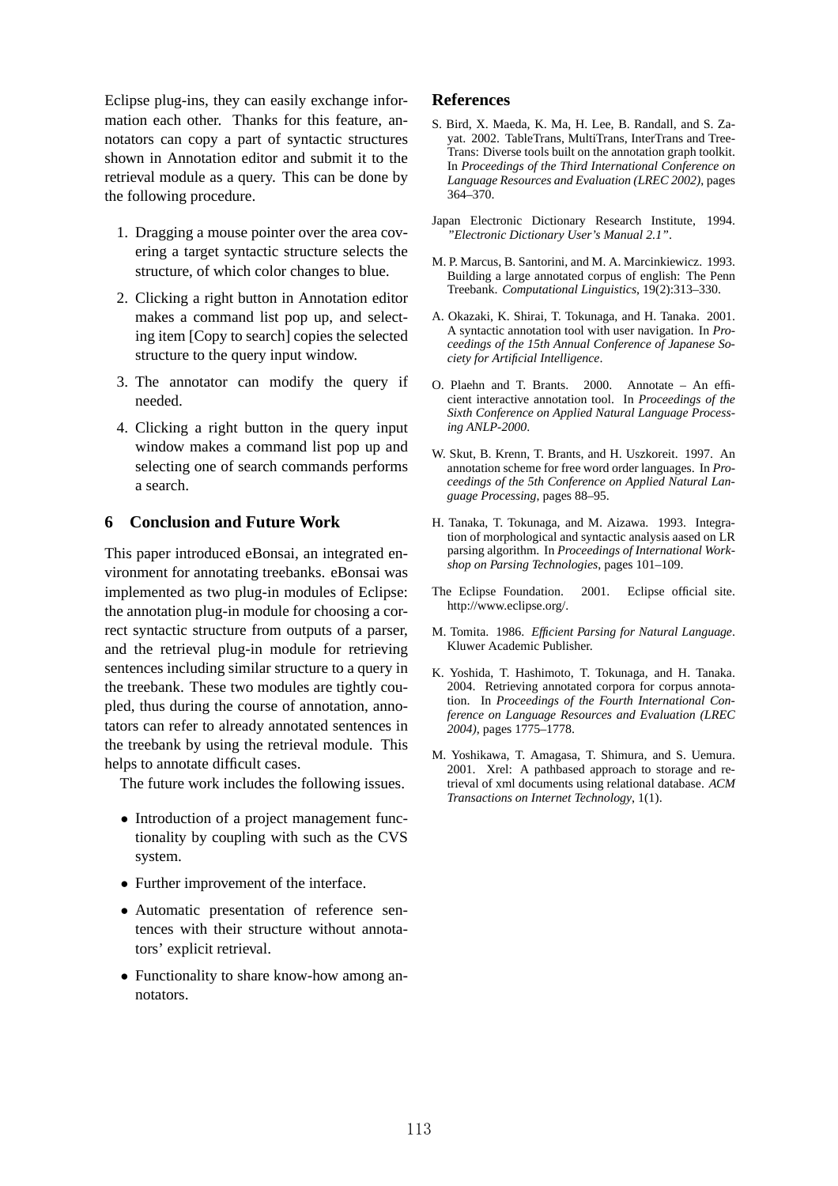Eclipse plug-ins, they can easily exchange information each other. Thanks for this feature, annotators can copy a part of syntactic structures shown in Annotation editor and submit it to the retrieval module as a query. This can be done by the following procedure.

1. Dragging a mouse pointer over the area covering a target syntactic structure selects the structure, of which color changes to blue.
2. Clicking a right button in Annotation editor makes a command list pop up, and selecting item [Copy to search] copies the selected structure to the query input window.
3. The annotator can modify the query if needed.
4. Clicking a right button in the query input window makes a command list pop up and selecting one of search commands performs a search.

## 6 Conclusion and Future Work

This paper introduced eBonsai, an integrated environment for annotating treebanks. eBonsai was implemented as two plug-in modules of Eclipse: the annotation plug-in module for choosing a correct syntactic structure from outputs of a parser, and the retrieval plug-in module for retrieving sentences including similar structure to a query in the treebank. These two modules are tightly coupled, thus during the course of annotation, annotators can refer to already annotated sentences in the treebank by using the retrieval module. This helps to annotate difficult cases.

The future work includes the following issues.

- Introduction of a project management functionality by coupling with such as the CVS system.
- Further improvement of the interface.
- Automatic presentation of reference sentences with their structure without annotators' explicit retrieval.
- Functionality to share know-how among annotators.

## References

S. Bird, X. Maeda, K. Ma, H. Lee, B. Randall, and S. Zayat. 2002. TableTrans, MultiTrans, InterTrans and TreeTrans: Diverse tools built on the annotation graph toolkit. In *Proceedings of the Third International Conference on Language Resources and Evaluation (LREC 2002)*, pages 364–370.

Japan Electronic Dictionary Research Institute, 1994. *"Electronic Dictionary User's Manual 2.1"*.

M. P. Marcus, B. Santorini, and M. A. Marcinkiewicz. 1993. Building a large annotated corpus of english: The Penn Treebank. *Computational Linguistics*, 19(2):313–330.

A. Okazaki, K. Shirai, T. Tokunaga, and H. Tanaka. 2001. A syntactic annotation tool with user navigation. In *Proceedings of the 15th Annual Conference of Japanese Society for Artificial Intelligence*.

O. Plaehn and T. Brants. 2000. Annotate – An efficient interactive annotation tool. In *Proceedings of the Sixth Conference on Applied Natural Language Processing ANLP-2000*.

W. Skut, B. Krenn, T. Brants, and H. Uszkoreit. 1997. An annotation scheme for free word order languages. In *Proceedings of the 5th Conference on Applied Natural Language Processing*, pages 88–95.

H. Tanaka, T. Tokunaga, and M. Aizawa. 1993. Integration of morphological and syntactic analysis aased on LR parsing algorithm. In *Proceedings of International Workshop on Parsing Technologies*, pages 101–109.

The Eclipse Foundation. 2001. Eclipse official site. http://www.eclipse.org/.

M. Tomita. 1986. *Efficient Parsing for Natural Language*. Kluwer Academic Publisher.

K. Yoshida, T. Hashimoto, T. Tokunaga, and H. Tanaka. 2004. Retrieving annotated corpora for corpus annotation. In *Proceedings of the Fourth International Conference on Language Resources and Evaluation (LREC 2004)*, pages 1775–1778.

M. Yoshikawa, T. Amagasa, T. Shimura, and S. Uemura. 2001. Xrel: A pathbased approach to storage and retrieval of xml documents using relational database. *ACM Transactions on Internet Technology*, 1(1).